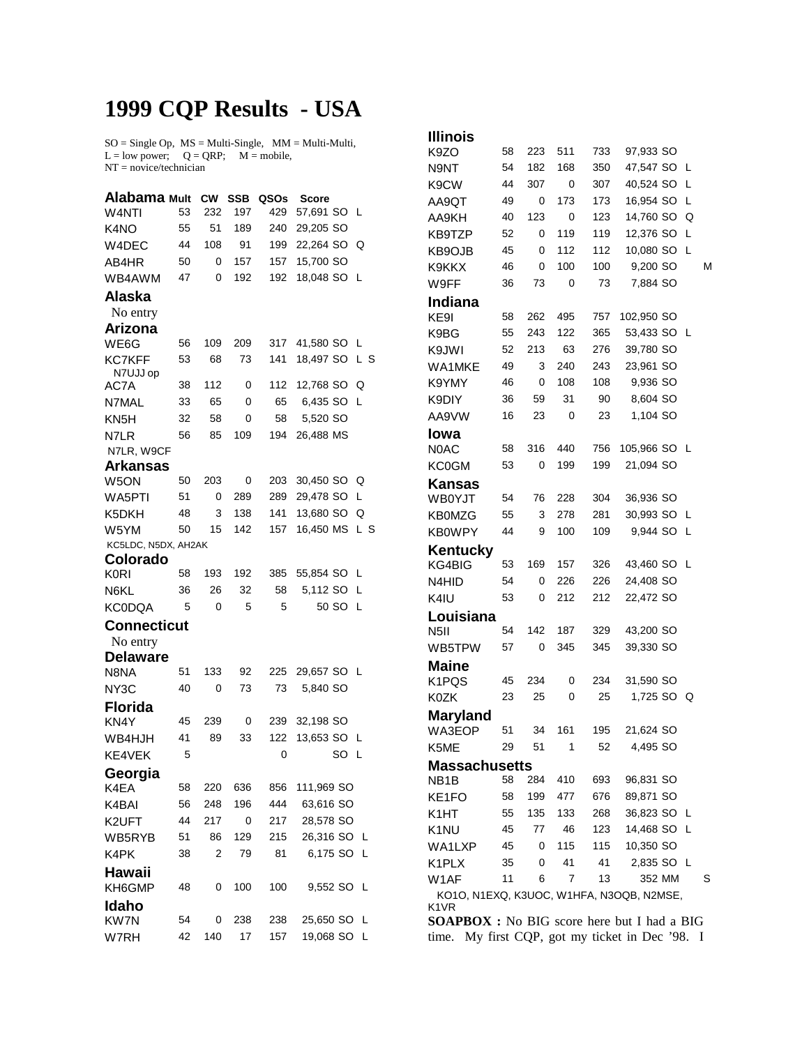# 1999 CQP Results - USA

SO = Single Op, MS = Multi-Single, MM = Multi-Multi,
L = low power; Q = QRP; M = mobile,
NT = novice/technician

| Alabama | Mult | CW | SSB | QSOs | Score | | | |
|---|---|---|---|---|---|---|---|---|
| W4NTI | 53 | 232 | 197 | 429 | 57,691 | SO | L | |
| K4NO | 55 | 51 | 189 | 240 | 29,205 | SO | | |
| W4DEC | 44 | 108 | 91 | 199 | 22,264 | SO | Q | |
| AB4HR | 50 | 0 | 157 | 157 | 15,700 | SO | | |
| WB4AWM | 47 | 0 | 192 | 192 | 18,048 | SO | L | |

**Alaska**

No entry

| Arizona | | | | | | | | |
|---|---|---|---|---|---|---|---|---|
| WE6G | 56 | 109 | 209 | 317 | 41,580 | SO | L | |
| KC7KFF (N7UJJ op) | 53 | 68 | 73 | 141 | 18,497 | SO | L | S |
| AC7A | 38 | 112 | 0 | 112 | 12,768 | SO | Q | |
| N7MAL | 33 | 65 | 0 | 65 | 6,435 | SO | L | |
| KN5H | 32 | 58 | 0 | 58 | 5,520 | SO | | |
| N7LR | 56 | 85 | 109 | 194 | 26,488 | MS | | |

N7LR, W9CF

| Arkansas | | | | | | | | |
|---|---|---|---|---|---|---|---|---|
| W5ON | 50 | 203 | 0 | 203 | 30,450 | SO | Q | |
| WA5PTI | 51 | 0 | 289 | 289 | 29,478 | SO | L | |
| K5DKH | 48 | 3 | 138 | 141 | 13,680 | SO | Q | |
| W5YM | 50 | 15 | 142 | 157 | 16,450 | MS | L | S |

KC5LDC, N5DX, AH2AK

| Colorado | | | | | | | | |
|---|---|---|---|---|---|---|---|---|
| K0RI | 58 | 193 | 192 | 385 | 55,854 | SO | L | |
| N6KL | 36 | 26 | 32 | 58 | 5,112 | SO | L | |
| KC0DQA | 5 | 0 | 5 | 5 | 50 | SO | L | |

**Connecticut**

No entry

| Delaware | | | | | | | | |
|---|---|---|---|---|---|---|---|---|
| N8NA | 51 | 133 | 92 | 225 | 29,657 | SO | L | |
| NY3C | 40 | 0 | 73 | 73 | 5,840 | SO | | |

| Florida | | | | | | | | |
|---|---|---|---|---|---|---|---|---|
| KN4Y | 45 | 239 | 0 | 239 | 32,198 | SO | | |
| WB4HJH | 41 | 89 | 33 | 122 | 13,653 | SO | L | |
| KE4VEK | 5 | | | 0 | | SO | L | |

| Georgia | | | | | | | | |
|---|---|---|---|---|---|---|---|---|
| K4EA | 58 | 220 | 636 | 856 | 111,969 | SO | | |
| K4BAI | 56 | 248 | 196 | 444 | 63,616 | SO | | |
| K2UFT | 44 | 217 | 0 | 217 | 28,578 | SO | | |
| WB5RYB | 51 | 86 | 129 | 215 | 26,316 | SO | L | |
| K4PK | 38 | 2 | 79 | 81 | 6,175 | SO | L | |

| Hawaii | | | | | | | | |
|---|---|---|---|---|---|---|---|---|
| KH6GMP | 48 | 0 | 100 | 100 | 9,552 | SO | L | |

| Idaho | | | | | | | | |
|---|---|---|---|---|---|---|---|---|
| KW7N | 54 | 0 | 238 | 238 | 25,650 | SO | L | |
| W7RH | 42 | 140 | 17 | 157 | 19,068 | SO | L | |

| Illinois | | | | | | | | |
|---|---|---|---|---|---|---|---|---|
| K9ZO | 58 | 223 | 511 | 733 | 97,933 | SO | | |
| N9NT | 54 | 182 | 168 | 350 | 47,547 | SO | L | |
| K9CW | 44 | 307 | 0 | 307 | 40,524 | SO | L | |
| AA9QT | 49 | 0 | 173 | 173 | 16,954 | SO | L | |
| AA9KH | 40 | 123 | 0 | 123 | 14,760 | SO | Q | |
| KB9TZP | 52 | 0 | 119 | 119 | 12,376 | SO | L | |
| KB9OJB | 45 | 0 | 112 | 112 | 10,080 | SO | L | |
| K9KKX | 46 | 0 | 100 | 100 | 9,200 | SO | | M |
| W9FF | 36 | 73 | 0 | 73 | 7,884 | SO | | |

| Indiana | | | | | | | | |
|---|---|---|---|---|---|---|---|---|
| KE9I | 58 | 262 | 495 | 757 | 102,950 | SO | | |
| K9BG | 55 | 243 | 122 | 365 | 53,433 | SO | L | |
| K9JWI | 52 | 213 | 63 | 276 | 39,780 | SO | | |
| WA1MKE | 49 | 3 | 240 | 243 | 23,961 | SO | | |
| K9YMY | 46 | 0 | 108 | 108 | 9,936 | SO | | |
| K9DIY | 36 | 59 | 31 | 90 | 8,604 | SO | | |
| AA9VW | 16 | 23 | 0 | 23 | 1,104 | SO | | |

| Iowa | | | | | | | | |
|---|---|---|---|---|---|---|---|---|
| N0AC | 58 | 316 | 440 | 756 | 105,966 | SO | L | |
| KC0GM | 53 | 0 | 199 | 199 | 21,094 | SO | | |

| Kansas | | | | | | | | |
|---|---|---|---|---|---|---|---|---|
| WB0YJT | 54 | 76 | 228 | 304 | 36,936 | SO | | |
| KB0MZG | 55 | 3 | 278 | 281 | 30,993 | SO | L | |
| KB0WPY | 44 | 9 | 100 | 109 | 9,944 | SO | L | |

| Kentucky | | | | | | | | |
|---|---|---|---|---|---|---|---|---|
| KG4BIG | 53 | 169 | 157 | 326 | 43,460 | SO | L | |
| N4HID | 54 | 0 | 226 | 226 | 24,408 | SO | | |
| K4IU | 53 | 0 | 212 | 212 | 22,472 | SO | | |

| Louisiana | | | | | | | | |
|---|---|---|---|---|---|---|---|---|
| N5II | 54 | 142 | 187 | 329 | 43,200 | SO | | |
| WB5TPW | 57 | 0 | 345 | 345 | 39,330 | SO | | |

| Maine | | | | | | | | |
|---|---|---|---|---|---|---|---|---|
| K1PQS | 45 | 234 | 0 | 234 | 31,590 | SO | | |
| K0ZK | 23 | 25 | 0 | 25 | 1,725 | SO | Q | |

| Maryland | | | | | | | | |
|---|---|---|---|---|---|---|---|---|
| WA3EOP | 51 | 34 | 161 | 195 | 21,624 | SO | | |
| K5ME | 29 | 51 | 1 | 52 | 4,495 | SO | | |

| Massachusetts | | | | | | | | |
|---|---|---|---|---|---|---|---|---|
| NB1B | 58 | 284 | 410 | 693 | 96,831 | SO | | |
| KE1FO | 58 | 199 | 477 | 676 | 89,871 | SO | | |
| K1HT | 55 | 135 | 133 | 268 | 36,823 | SO | L | |
| K1NU | 45 | 77 | 46 | 123 | 14,468 | SO | L | |
| WA1LXP | 45 | 0 | 115 | 115 | 10,350 | SO | | |
| K1PLX | 35 | 0 | 41 | 41 | 2,835 | SO | L | |
| W1AF | 11 | 6 | 7 | 13 | 352 | MM | | S |

KO1O, N1EXQ, K3UOC, W1HFA, N3OQB, N2MSE, K1VR

**SOAPBOX :** No BIG score here but I had a BIG time. My first CQP, got my ticket in Dec '98. I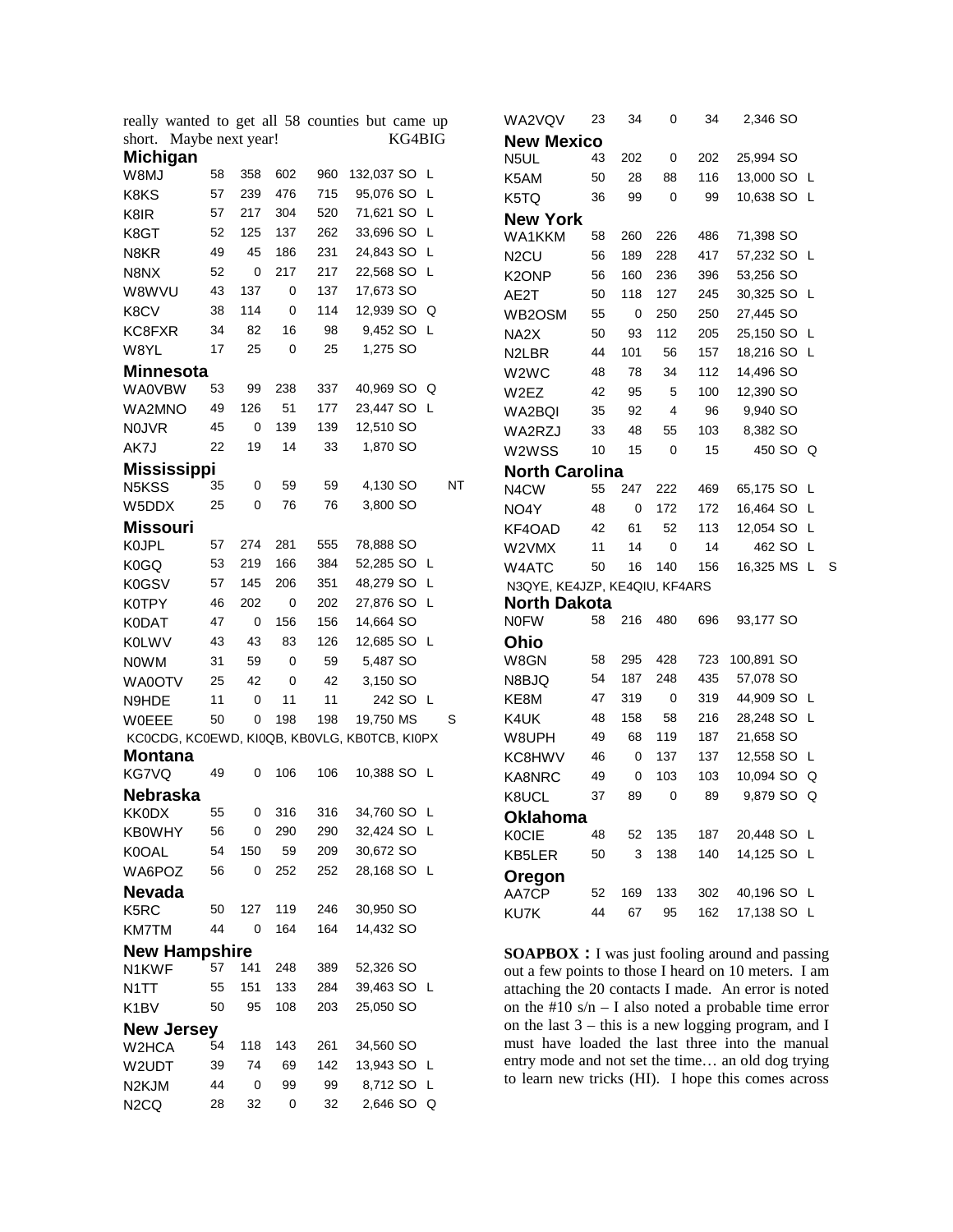really wanted to get all 58 counties but came up short. Maybe next year! KG4BIG

**Michigan**

| Call | | | | | Score | Class | | |
|---|---|---|---|---|---|---|---|---|
| W8MJ | 58 | 358 | 602 | 960 | 132,037 | SO | L | |
| K8KS | 57 | 239 | 476 | 715 | 95,076 | SO | L | |
| K8IR | 57 | 217 | 304 | 520 | 71,621 | SO | L | |
| K8GT | 52 | 125 | 137 | 262 | 33,696 | SO | L | |
| N8KR | 49 | 45 | 186 | 231 | 24,843 | SO | L | |
| N8NX | 52 | 0 | 217 | 217 | 22,568 | SO | L | |
| W8WVU | 43 | 137 | 0 | 137 | 17,673 | SO | | |
| K8CV | 38 | 114 | 0 | 114 | 12,939 | SO | Q | |
| KC8FXR | 34 | 82 | 16 | 98 | 9,452 | SO | L | |
| W8YL | 17 | 25 | 0 | 25 | 1,275 | SO | | |

**Minnesota**

| Call | | | | | Score | Class | | |
|---|---|---|---|---|---|---|---|---|
| WA0VBW | 53 | 99 | 238 | 337 | 40,969 | SO | Q | |
| WA2MNO | 49 | 126 | 51 | 177 | 23,447 | SO | L | |
| N0JVR | 45 | 0 | 139 | 139 | 12,510 | SO | | |
| AK7J | 22 | 19 | 14 | 33 | 1,870 | SO | | |

**Mississippi**

| Call | | | | | Score | Class | | |
|---|---|---|---|---|---|---|---|---|
| N5KSS | 35 | 0 | 59 | 59 | 4,130 | SO | | NT |
| W5DDX | 25 | 0 | 76 | 76 | 3,800 | SO | | |

**Missouri**

| Call | | | | | Score | Class | | |
|---|---|---|---|---|---|---|---|---|
| K0JPL | 57 | 274 | 281 | 555 | 78,888 | SO | | |
| K0GQ | 53 | 219 | 166 | 384 | 52,285 | SO | L | |
| K0GSV | 57 | 145 | 206 | 351 | 48,279 | SO | L | |
| K0TPY | 46 | 202 | 0 | 202 | 27,876 | SO | L | |
| K0DAT | 47 | 0 | 156 | 156 | 14,664 | SO | | |
| K0LWV | 43 | 43 | 83 | 126 | 12,685 | SO | L | |
| N0WM | 31 | 59 | 0 | 59 | 5,487 | SO | | |
| WA0OTV | 25 | 42 | 0 | 42 | 3,150 | SO | | |
| N9HDE | 11 | 0 | 11 | 11 | 242 | SO | L | |
| W0EEE | 50 | 0 | 198 | 198 | 19,750 | MS | | S |

KC0CDG, KC0EWD, KI0QB, KB0VLG, KB0TCB, KI0PX

**Montana**

| Call | | | | | Score | Class | | |
|---|---|---|---|---|---|---|---|---|
| KG7VQ | 49 | 0 | 106 | 106 | 10,388 | SO | L | |

**Nebraska**

| Call | | | | | Score | Class | | |
|---|---|---|---|---|---|---|---|---|
| KK0DX | 55 | 0 | 316 | 316 | 34,760 | SO | L | |
| KB0WHY | 56 | 0 | 290 | 290 | 32,424 | SO | L | |
| K0OAL | 54 | 150 | 59 | 209 | 30,672 | SO | | |
| WA6POZ | 56 | 0 | 252 | 252 | 28,168 | SO | L | |

**Nevada**

| Call | | | | | Score | Class | | |
|---|---|---|---|---|---|---|---|---|
| K5RC | 50 | 127 | 119 | 246 | 30,950 | SO | | |
| KM7TM | 44 | 0 | 164 | 164 | 14,432 | SO | | |

**New Hampshire**

| Call | | | | | Score | Class | | |
|---|---|---|---|---|---|---|---|---|
| N1KWF | 57 | 141 | 248 | 389 | 52,326 | SO | | |
| N1TT | 55 | 151 | 133 | 284 | 39,463 | SO | L | |
| K1BV | 50 | 95 | 108 | 203 | 25,050 | SO | | |

**New Jersey**

| Call | | | | | Score | Class | | |
|---|---|---|---|---|---|---|---|---|
| W2HCA | 54 | 118 | 143 | 261 | 34,560 | SO | | |
| W2UDT | 39 | 74 | 69 | 142 | 13,943 | SO | L | |
| N2KJM | 44 | 0 | 99 | 99 | 8,712 | SO | L | |
| N2CQ | 28 | 32 | 0 | 32 | 2,646 | SO | Q | |
| WA2VQV | 23 | 34 | 0 | 34 | 2,346 | SO | | |

**New Mexico**

| Call | | | | | Score | Class | | |
|---|---|---|---|---|---|---|---|---|
| N5UL | 43 | 202 | 0 | 202 | 25,994 | SO | | |
| K5AM | 50 | 28 | 88 | 116 | 13,000 | SO | L | |
| K5TQ | 36 | 99 | 0 | 99 | 10,638 | SO | L | |

**New York**

| Call | | | | | Score | Class | | |
|---|---|---|---|---|---|---|---|---|
| WA1KKM | 58 | 260 | 226 | 486 | 71,398 | SO | | |
| N2CU | 56 | 189 | 228 | 417 | 57,232 | SO | L | |
| K2ONP | 56 | 160 | 236 | 396 | 53,256 | SO | | |
| AE2T | 50 | 118 | 127 | 245 | 30,325 | SO | L | |
| WB2OSM | 55 | 0 | 250 | 250 | 27,445 | SO | | |
| NA2X | 50 | 93 | 112 | 205 | 25,150 | SO | L | |
| N2LBR | 44 | 101 | 56 | 157 | 18,216 | SO | L | |
| W2WC | 48 | 78 | 34 | 112 | 14,496 | SO | | |
| W2EZ | 42 | 95 | 5 | 100 | 12,390 | SO | | |
| WA2BQI | 35 | 92 | 4 | 96 | 9,940 | SO | | |
| WA2RZJ | 33 | 48 | 55 | 103 | 8,382 | SO | | |
| W2WSS | 10 | 15 | 0 | 15 | 450 | SO | Q | |

**North Carolina**

| Call | | | | | Score | Class | | |
|---|---|---|---|---|---|---|---|---|
| N4CW | 55 | 247 | 222 | 469 | 65,175 | SO | L | |
| NO4Y | 48 | 0 | 172 | 172 | 16,464 | SO | L | |
| KF4OAD | 42 | 61 | 52 | 113 | 12,054 | SO | L | |
| W2VMX | 11 | 14 | 0 | 14 | 462 | SO | L | |
| W4ATC | 50 | 16 | 140 | 156 | 16,325 | MS | L | S |

N3QYE, KE4JZP, KE4QIU, KF4ARS

**North Dakota**

| Call | | | | | Score | Class | | |
|---|---|---|---|---|---|---|---|---|
| N0FW | 58 | 216 | 480 | 696 | 93,177 | SO | | |

**Ohio**

| Call | | | | | Score | Class | | |
|---|---|---|---|---|---|---|---|---|
| W8GN | 58 | 295 | 428 | 723 | 100,891 | SO | | |
| N8BJQ | 54 | 187 | 248 | 435 | 57,078 | SO | | |
| KE8M | 47 | 319 | 0 | 319 | 44,909 | SO | L | |
| K4UK | 48 | 158 | 58 | 216 | 28,248 | SO | L | |
| W8UPH | 49 | 68 | 119 | 187 | 21,658 | SO | | |
| KC8HWV | 46 | 0 | 137 | 137 | 12,558 | SO | L | |
| KA8NRC | 49 | 0 | 103 | 103 | 10,094 | SO | Q | |
| K8UCL | 37 | 89 | 0 | 89 | 9,879 | SO | Q | |

**Oklahoma**

| Call | | | | | Score | Class | | |
|---|---|---|---|---|---|---|---|---|
| K0CIE | 48 | 52 | 135 | 187 | 20,448 | SO | L | |
| KB5LER | 50 | 3 | 138 | 140 | 14,125 | SO | L | |

**Oregon**

| Call | | | | | Score | Class | | |
|---|---|---|---|---|---|---|---|---|
| AA7CP | 52 | 169 | 133 | 302 | 40,196 | SO | L | |
| KU7K | 44 | 67 | 95 | 162 | 17,138 | SO | L | |

**SOAPBOX :** I was just fooling around and passing out a few points to those I heard on 10 meters. I am attaching the 20 contacts I made. An error is noted on the #10 s/n – I also noted a probable time error on the last 3 – this is a new logging program, and I must have loaded the last three into the manual entry mode and not set the time… an old dog trying to learn new tricks (HI). I hope this comes across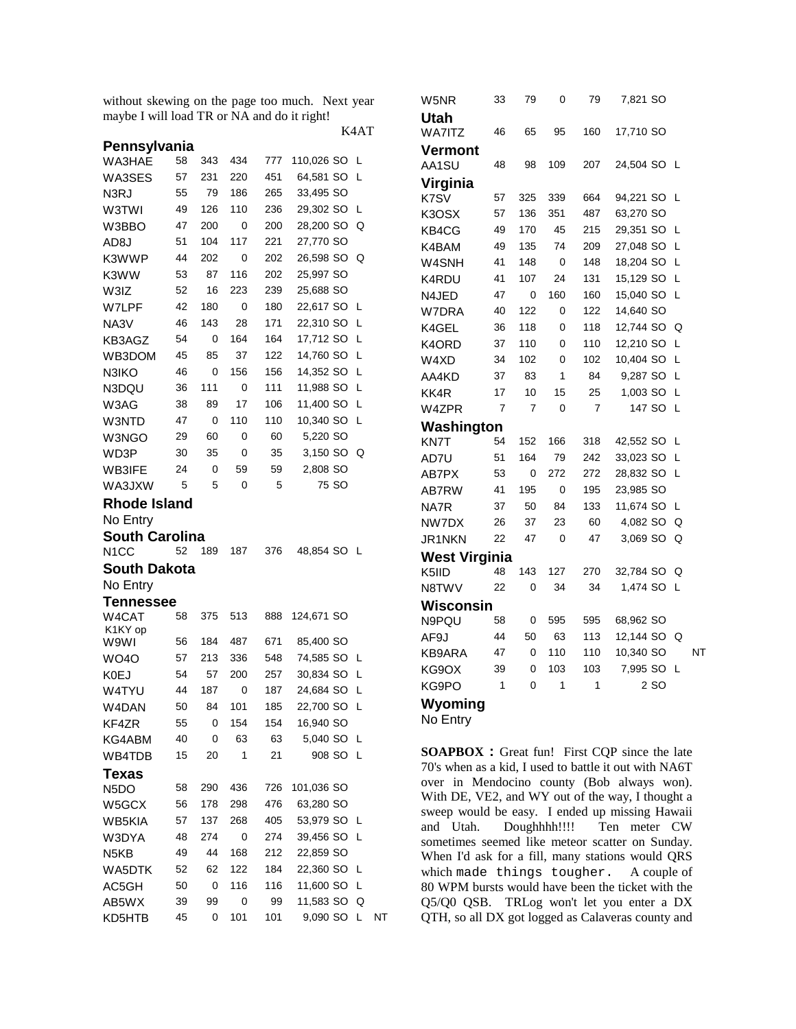without skewing on the page too much. Next year maybe I will load TR or NA and do it right!

K4AT

## Pennsylvania

| | | | | | | | | |
|---|---|---|---|---|---|---|---|---|
| WA3HAE | 58 | 343 | 434 | 777 | 110,026 | SO | L | |
| WA3SES | 57 | 231 | 220 | 451 | 64,581 | SO | L | |
| N3RJ | 55 | 79 | 186 | 265 | 33,495 | SO | | |
| W3TWI | 49 | 126 | 110 | 236 | 29,302 | SO | L | |
| W3BBO | 47 | 200 | 0 | 200 | 28,200 | SO | Q | |
| AD8J | 51 | 104 | 117 | 221 | 27,770 | SO | | |
| K3WWP | 44 | 202 | 0 | 202 | 26,598 | SO | Q | |
| K3WW | 53 | 87 | 116 | 202 | 25,997 | SO | | |
| W3IZ | 52 | 16 | 223 | 239 | 25,688 | SO | | |
| W7LPF | 42 | 180 | 0 | 180 | 22,617 | SO | L | |
| NA3V | 46 | 143 | 28 | 171 | 22,310 | SO | L | |
| KB3AGZ | 54 | 0 | 164 | 164 | 17,712 | SO | L | |
| WB3DOM | 45 | 85 | 37 | 122 | 14,760 | SO | L | |
| N3IKO | 46 | 0 | 156 | 156 | 14,352 | SO | L | |
| N3DQU | 36 | 111 | 0 | 111 | 11,988 | SO | L | |
| W3AG | 38 | 89 | 17 | 106 | 11,400 | SO | L | |
| W3NTD | 47 | 0 | 110 | 110 | 10,340 | SO | L | |
| W3NGO | 29 | 60 | 0 | 60 | 5,220 | SO | | |
| WD3P | 30 | 35 | 0 | 35 | 3,150 | SO | Q | |
| WB3IFE | 24 | 0 | 59 | 59 | 2,808 | SO | | |
| WA3JXW | 5 | 5 | 0 | 5 | 75 | SO | | |

## Rhode Island

No Entry

## South Carolina

| | | | | | | | | |
|---|---|---|---|---|---|---|---|---|
| N1CC | 52 | 189 | 187 | 376 | 48,854 | SO | L | |

## South Dakota

No Entry

## Tennessee

| | | | | | | | | |
|---|---|---|---|---|---|---|---|---|
| W4CAT | 58 | 375 | 513 | 888 | 124,671 | SO | | |
| K1KY op W9WI | 56 | 184 | 487 | 671 | 85,400 | SO | | |
| WO4O | 57 | 213 | 336 | 548 | 74,585 | SO | L | |
| K0EJ | 54 | 57 | 200 | 257 | 30,834 | SO | L | |
| W4TYU | 44 | 187 | 0 | 187 | 24,684 | SO | L | |
| W4DAN | 50 | 84 | 101 | 185 | 22,700 | SO | L | |
| KF4ZR | 55 | 0 | 154 | 154 | 16,940 | SO | | |
| KG4ABM | 40 | 0 | 63 | 63 | 5,040 | SO | L | |
| WB4TDB | 15 | 20 | 1 | 21 | 908 | SO | L | |

## Texas

| | | | | | | | | |
|---|---|---|---|---|---|---|---|---|
| N5DO | 58 | 290 | 436 | 726 | 101,036 | SO | | |
| W5GCX | 56 | 178 | 298 | 476 | 63,280 | SO | | |
| WB5KIA | 57 | 137 | 268 | 405 | 53,979 | SO | L | |
| W3DYA | 48 | 274 | 0 | 274 | 39,456 | SO | L | |
| N5KB | 49 | 44 | 168 | 212 | 22,859 | SO | | |
| WA5DTK | 52 | 62 | 122 | 184 | 22,360 | SO | L | |
| AC5GH | 50 | 0 | 116 | 116 | 11,600 | SO | L | |
| AB5WX | 39 | 99 | 0 | 99 | 11,583 | SO | Q | |
| KD5HTB | 45 | 0 | 101 | 101 | 9,090 | SO | L | NT |
| W5NR | 33 | 79 | 0 | 79 | 7,821 | SO | | |

## Utah

| | | | | | | | | |
|---|---|---|---|---|---|---|---|---|
| WA7ITZ | 46 | 65 | 95 | 160 | 17,710 | SO | | |

## Vermont

| | | | | | | | | |
|---|---|---|---|---|---|---|---|---|
| AA1SU | 48 | 98 | 109 | 207 | 24,504 | SO | L | |

## Virginia

| | | | | | | | | |
|---|---|---|---|---|---|---|---|---|
| K7SV | 57 | 325 | 339 | 664 | 94,221 | SO | L | |
| K3OSX | 57 | 136 | 351 | 487 | 63,270 | SO | | |
| KB4CG | 49 | 170 | 45 | 215 | 29,351 | SO | L | |
| K4BAM | 49 | 135 | 74 | 209 | 27,048 | SO | L | |
| W4SNH | 41 | 148 | 0 | 148 | 18,204 | SO | L | |
| K4RDU | 41 | 107 | 24 | 131 | 15,129 | SO | L | |
| N4JED | 47 | 0 | 160 | 160 | 15,040 | SO | L | |
| W7DRA | 40 | 122 | 0 | 122 | 14,640 | SO | | |
| K4GEL | 36 | 118 | 0 | 118 | 12,744 | SO | Q | |
| K4ORD | 37 | 110 | 0 | 110 | 12,210 | SO | L | |
| W4XD | 34 | 102 | 0 | 102 | 10,404 | SO | L | |
| AA4KD | 37 | 83 | 1 | 84 | 9,287 | SO | L | |
| KK4R | 17 | 10 | 15 | 25 | 1,003 | SO | L | |
| W4ZPR | 7 | 7 | 0 | 7 | 147 | SO | L | |

## Washington

| | | | | | | | | |
|---|---|---|---|---|---|---|---|---|
| KN7T | 54 | 152 | 166 | 318 | 42,552 | SO | L | |
| AD7U | 51 | 164 | 79 | 242 | 33,023 | SO | L | |
| AB7PX | 53 | 0 | 272 | 272 | 28,832 | SO | L | |
| AB7RW | 41 | 195 | 0 | 195 | 23,985 | SO | | |
| NA7R | 37 | 50 | 84 | 133 | 11,674 | SO | L | |
| NW7DX | 26 | 37 | 23 | 60 | 4,082 | SO | Q | |
| JR1NKN | 22 | 47 | 0 | 47 | 3,069 | SO | Q | |

## West Virginia

| | | | | | | | | |
|---|---|---|---|---|---|---|---|---|
| K5IID | 48 | 143 | 127 | 270 | 32,784 | SO | Q | |
| N8TWV | 22 | 0 | 34 | 34 | 1,474 | SO | L | |

## Wisconsin

| | | | | | | | | |
|---|---|---|---|---|---|---|---|---|
| N9PQU | 58 | 0 | 595 | 595 | 68,962 | SO | | |
| AF9J | 44 | 50 | 63 | 113 | 12,144 | SO | Q | |
| KB9ARA | 47 | 0 | 110 | 110 | 10,340 | SO | | NT |
| KG9OX | 39 | 0 | 103 | 103 | 7,995 | SO | L | |
| KG9PO | 1 | 0 | 1 | 1 | 2 | SO | | |

## Wyoming

No Entry

**SOAPBOX :** Great fun! First CQP since the late 70's when as a kid, I used to battle it out with NA6T over in Mendocino county (Bob always won). With DE, VE2, and WY out of the way, I thought a sweep would be easy. I ended up missing Hawaii and Utah. Doughhhh!!!! Ten meter CW sometimes seemed like meteor scatter on Sunday. When I'd ask for a fill, many stations would QRS which made things tougher. A couple of 80 WPM bursts would have been the ticket with the Q5/Q0 QSB. TRLog won't let you enter a DX QTH, so all DX got logged as Calaveras county and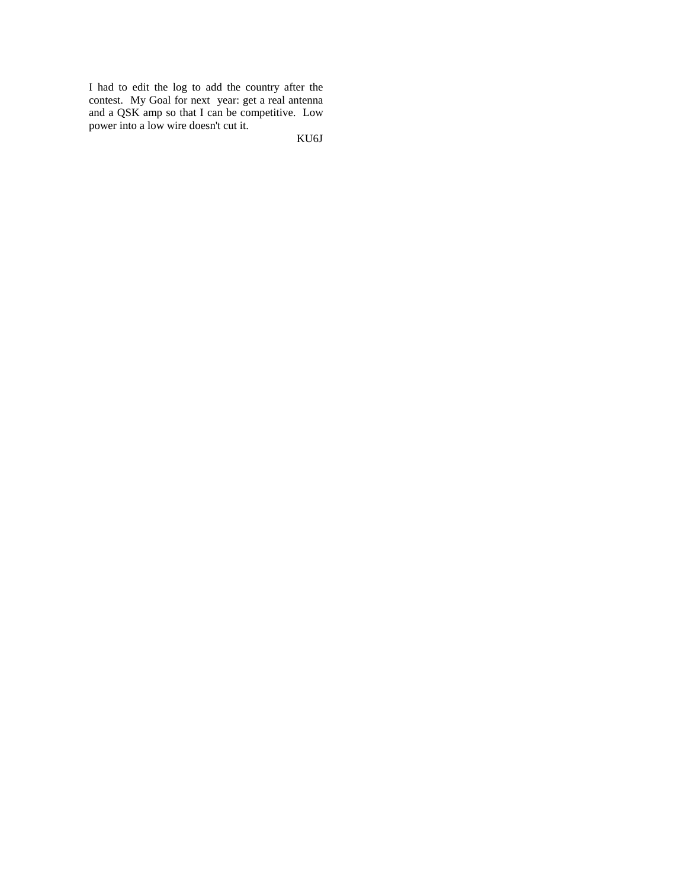I had to edit the log to add the country after the contest. My Goal for next year: get a real antenna and a QSK amp so that I can be competitive. Low power into a low wire doesn't cut it.

KU6J